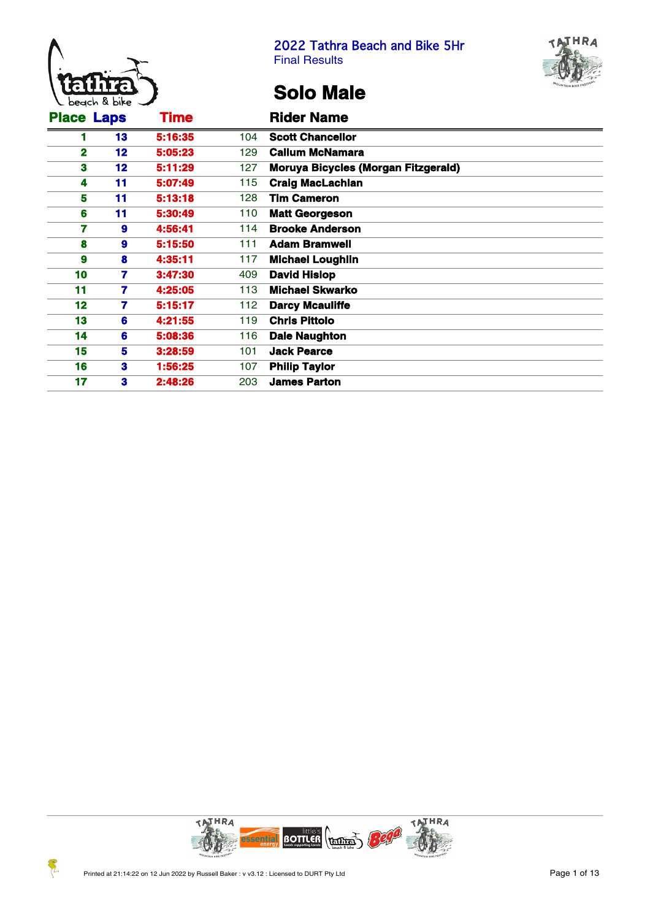# 2022 Tathra Beach and Bike 5Hr

Final Results

## Solo Male

| Place | Laps | Time | | Rider Name |
|---|---|---|---|---|
| 1 | 13 | 5:16:35 | 104 | Scott Chancellor |
| 2 | 12 | 5:05:23 | 129 | Callum McNamara |
| 3 | 12 | 5:11:29 | 127 | Moruya Bicycles (Morgan Fitzgerald) |
| 4 | 11 | 5:07:49 | 115 | Craig MacLachlan |
| 5 | 11 | 5:13:18 | 128 | Tim Cameron |
| 6 | 11 | 5:30:49 | 110 | Matt Georgeson |
| 7 | 9 | 4:56:41 | 114 | Brooke Anderson |
| 8 | 9 | 5:15:50 | 111 | Adam Bramwell |
| 9 | 8 | 4:35:11 | 117 | Michael Loughlin |
| 10 | 7 | 3:47:30 | 409 | David Hislop |
| 11 | 7 | 4:25:05 | 113 | Michael Skwarko |
| 12 | 7 | 5:15:17 | 112 | Darcy Mcauliffe |
| 13 | 6 | 4:21:55 | 119 | Chris Pittolo |
| 14 | 6 | 5:08:36 | 116 | Dale Naughton |
| 15 | 5 | 3:28:59 | 101 | Jack Pearce |
| 16 | 3 | 1:56:25 | 107 | Philip Taylor |
| 17 | 3 | 2:48:26 | 203 | James Parton |

Printed at 21:14:22 on 12 Jun 2022 by Russell Baker : v v3.12 : Licensed to DURT Pty Ltd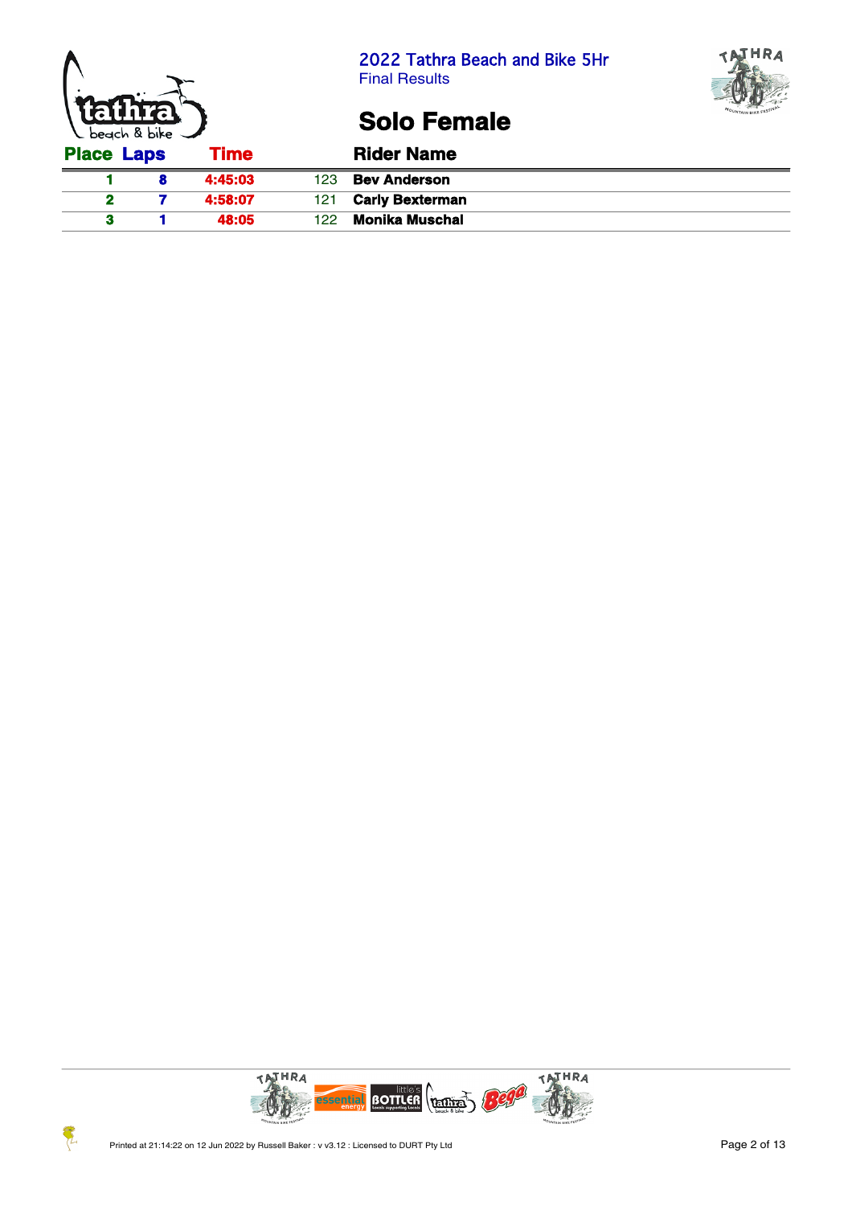## 2022 Tathra Beach and Bike 5Hr

Final Results

# Solo Female

| Place | Laps | Time | | Rider Name |
|---|---|---|---|---|
| 1 | 8 | 4:45:03 | 123 | Bev Anderson |
| 2 | 7 | 4:58:07 | 121 | Carly Bexterman |
| 3 | 1 | 48:05 | 122 | Monika Muschal |

Printed at 21:14:22 on 12 Jun 2022 by Russell Baker : v v3.12 : Licensed to DURT Pty Ltd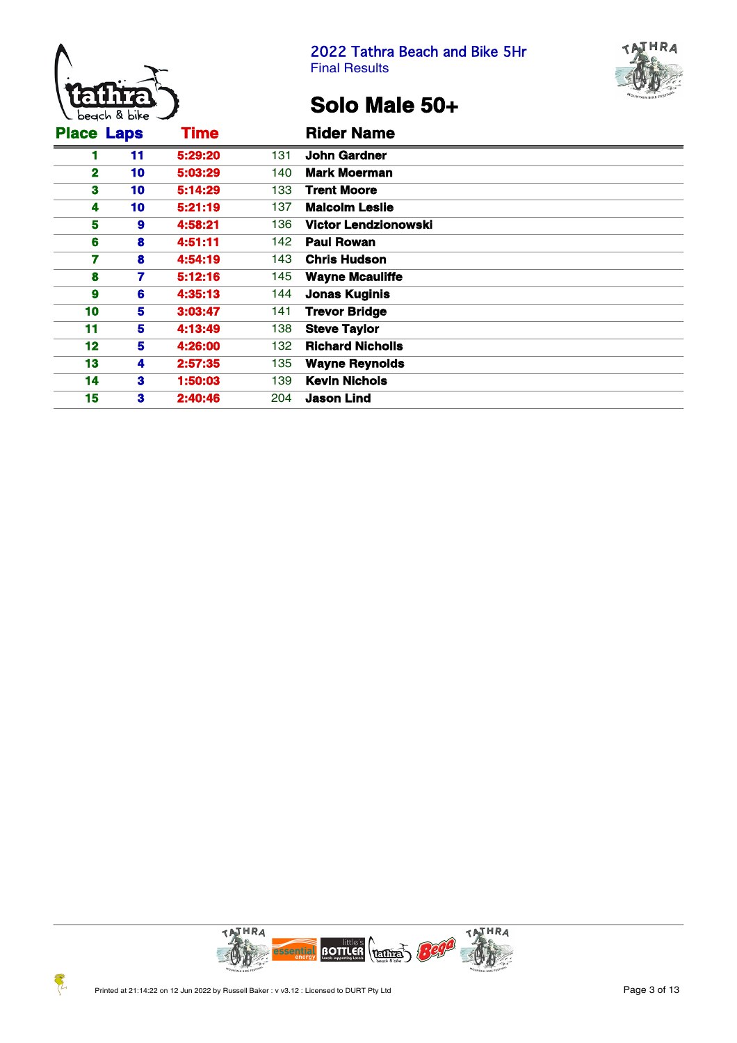2022 Tathra Beach and Bike 5Hr
Final Results

# Solo Male 50+

| Place | Laps | Time | | Rider Name |
|---|---|---|---|---|
| 1 | 11 | 5:29:20 | 131 | John Gardner |
| 2 | 10 | 5:03:29 | 140 | Mark Moerman |
| 3 | 10 | 5:14:29 | 133 | Trent Moore |
| 4 | 10 | 5:21:19 | 137 | Malcolm Leslie |
| 5 | 9 | 4:58:21 | 136 | Victor Lendzionowski |
| 6 | 8 | 4:51:11 | 142 | Paul Rowan |
| 7 | 8 | 4:54:19 | 143 | Chris Hudson |
| 8 | 7 | 5:12:16 | 145 | Wayne Mcauliffe |
| 9 | 6 | 4:35:13 | 144 | Jonas Kuginis |
| 10 | 5 | 3:03:47 | 141 | Trevor Bridge |
| 11 | 5 | 4:13:49 | 138 | Steve Taylor |
| 12 | 5 | 4:26:00 | 132 | Richard Nicholls |
| 13 | 4 | 2:57:35 | 135 | Wayne Reynolds |
| 14 | 3 | 1:50:03 | 139 | Kevin Nichols |
| 15 | 3 | 2:40:46 | 204 | Jason Lind |

Printed at 21:14:22 on 12 Jun 2022 by Russell Baker : v v3.12 : Licensed to DURT Pty Ltd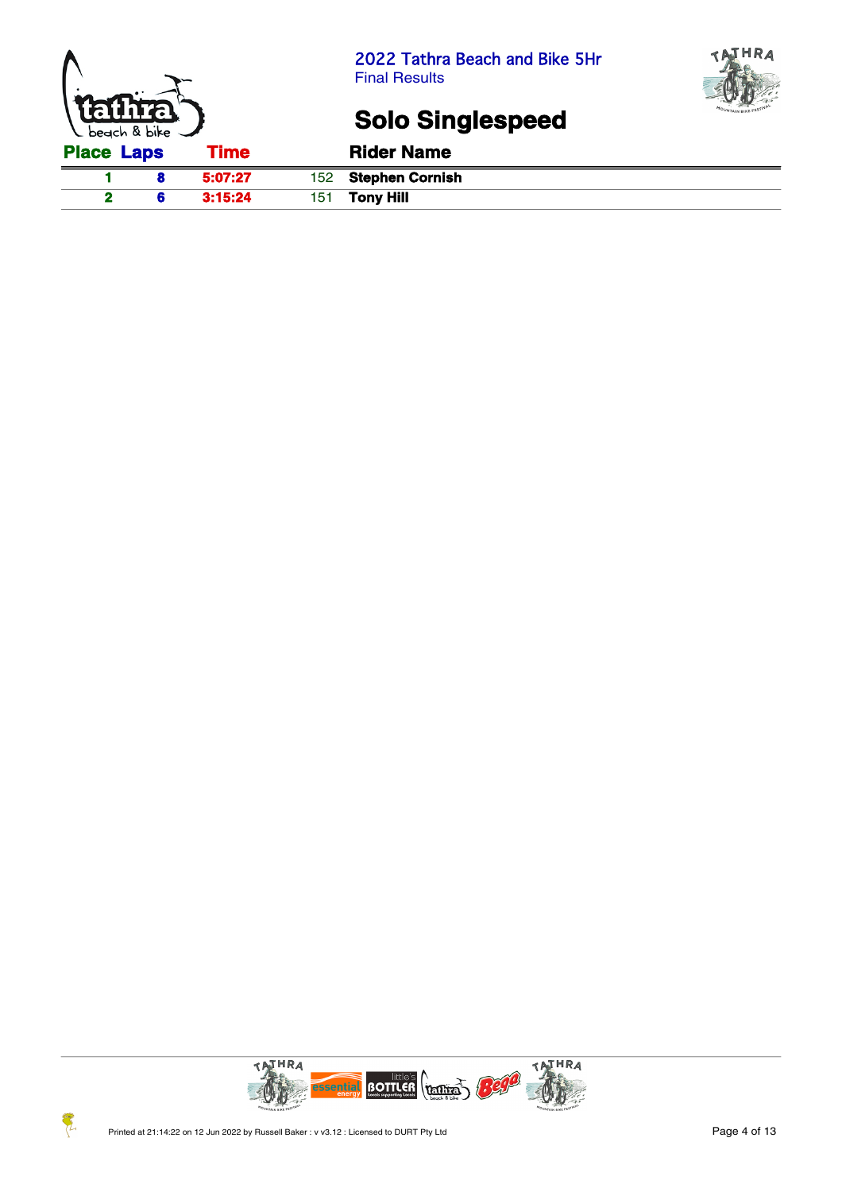# 2022 Tathra Beach and Bike 5Hr

Final Results

## Solo Singlespeed

| Place | Laps | Time | | Rider Name |
|---|---|---|---|---|
| 1 | 8 | 5:07:27 | 152 | Stephen Cornish |
| 2 | 6 | 3:15:24 | 151 | Tony Hill |

Printed at 21:14:22 on 12 Jun 2022 by Russell Baker : v v3.12 : Licensed to DURT Pty Ltd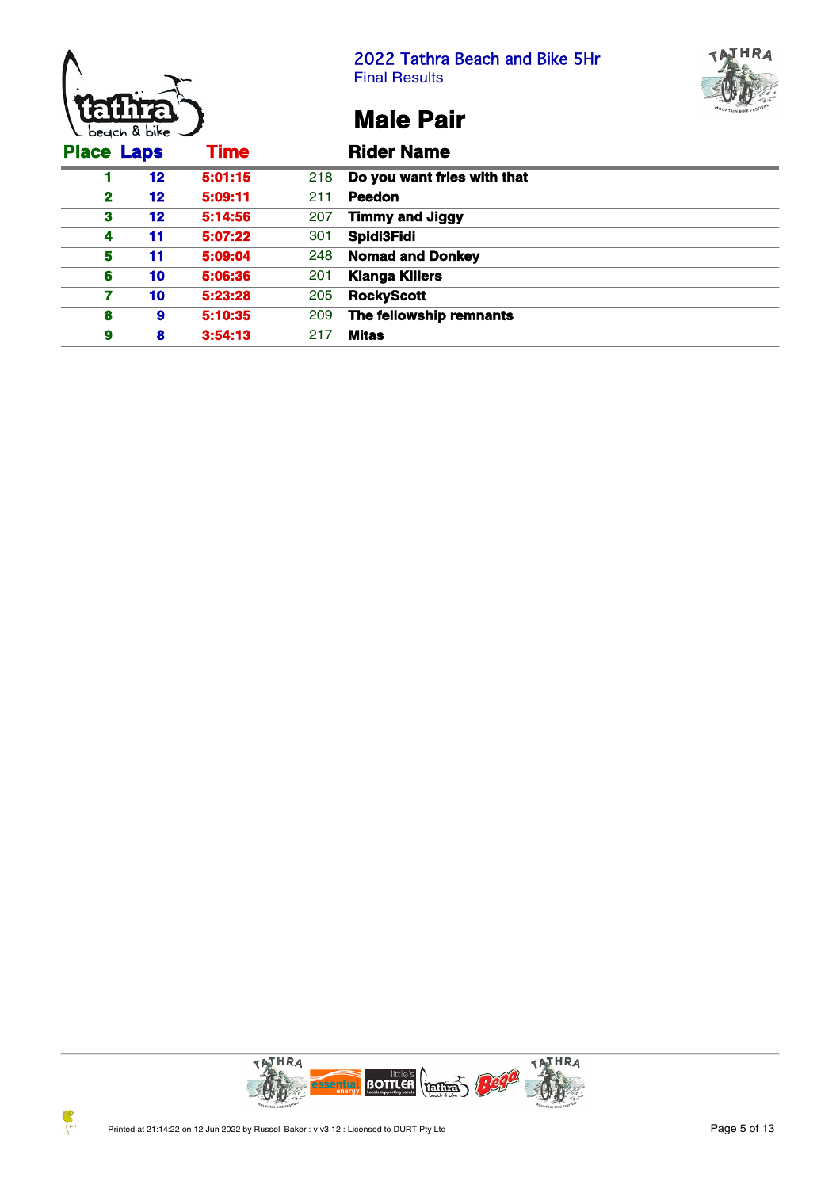# 2022 Tathra Beach and Bike 5Hr

Final Results

## Male Pair

| Place | Laps | Time | | Rider Name |
|---|---|---|---|---|
| 1 | 12 | 5:01:15 | 218 | Do you want fries with that |
| 2 | 12 | 5:09:11 | 211 | Peedon |
| 3 | 12 | 5:14:56 | 207 | Timmy and Jiggy |
| 4 | 11 | 5:07:22 | 301 | Spidl3Fidi |
| 5 | 11 | 5:09:04 | 248 | Nomad and Donkey |
| 6 | 10 | 5:06:36 | 201 | Kianga Killers |
| 7 | 10 | 5:23:28 | 205 | RockyScott |
| 8 | 9 | 5:10:35 | 209 | The fellowship remnants |
| 9 | 8 | 3:54:13 | 217 | Mitas |

Printed at 21:14:22 on 12 Jun 2022 by Russell Baker : v v3.12 : Licensed to DURT Pty Ltd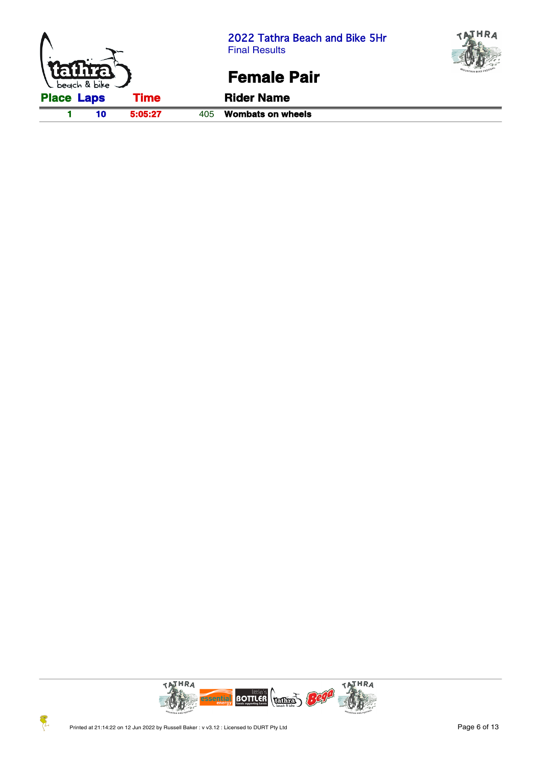# 2022 Tathra Beach and Bike 5Hr

Final Results

## Female Pair

| Place | Laps | Time | | Rider Name |
|---|---|---|---|---|
| 1 | 10 | 5:05:27 | 405 | Wombats on wheels |

Printed at 21:14:22 on 12 Jun 2022 by Russell Baker : v v3.12 : Licensed to DURT Pty Ltd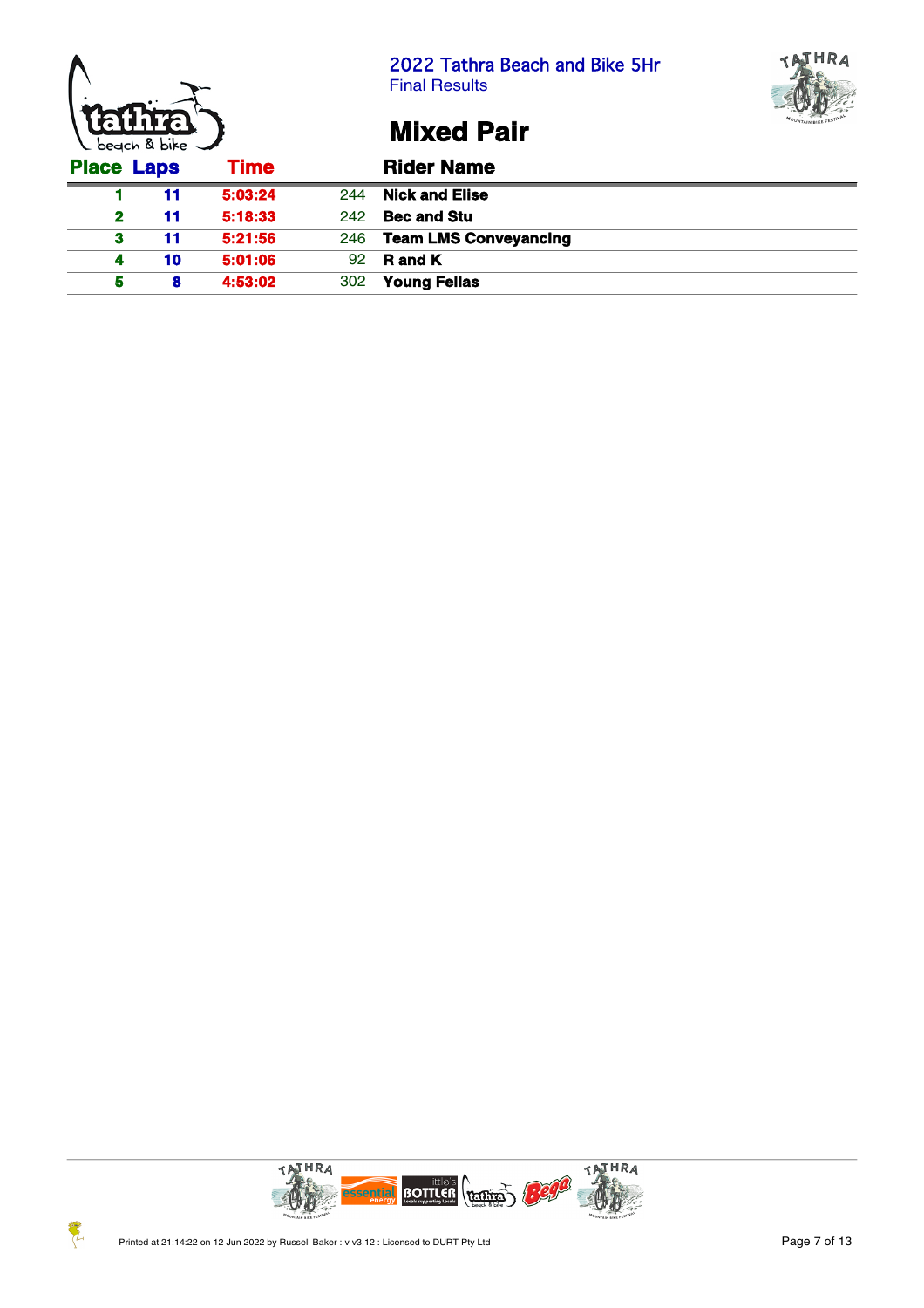## 2022 Tathra Beach and Bike 5Hr
Final Results

# Mixed Pair

| Place | Laps | Time | | Rider Name |
|---|---|---|---|---|
| 1 | 11 | 5:03:24 | 244 | Nick and Elise |
| 2 | 11 | 5:18:33 | 242 | Bec and Stu |
| 3 | 11 | 5:21:56 | 246 | Team LMS Conveyancing |
| 4 | 10 | 5:01:06 | 92 | R and K |
| 5 | 8 | 4:53:02 | 302 | Young Fellas |

Printed at 21:14:22 on 12 Jun 2022 by Russell Baker : v v3.12 : Licensed to DURT Pty Ltd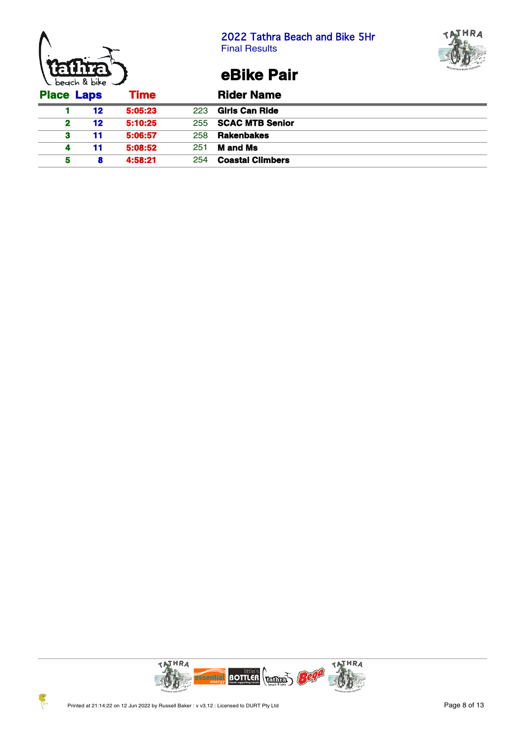# 2022 Tathra Beach and Bike 5Hr

Final Results

## eBike Pair

| Place | Laps | Time | | Rider Name |
|---|---|---|---|---|
| 1 | 12 | 5:05:23 | 223 | Girls Can Ride |
| 2 | 12 | 5:10:25 | 255 | SCAC MTB Senior |
| 3 | 11 | 5:06:57 | 258 | Rakenbakes |
| 4 | 11 | 5:08:52 | 251 | M and Ms |
| 5 | 8 | 4:58:21 | 254 | Coastal Climbers |

Printed at 21:14:22 on 12 Jun 2022 by Russell Baker : v v3.12 : Licensed to DURT Pty Ltd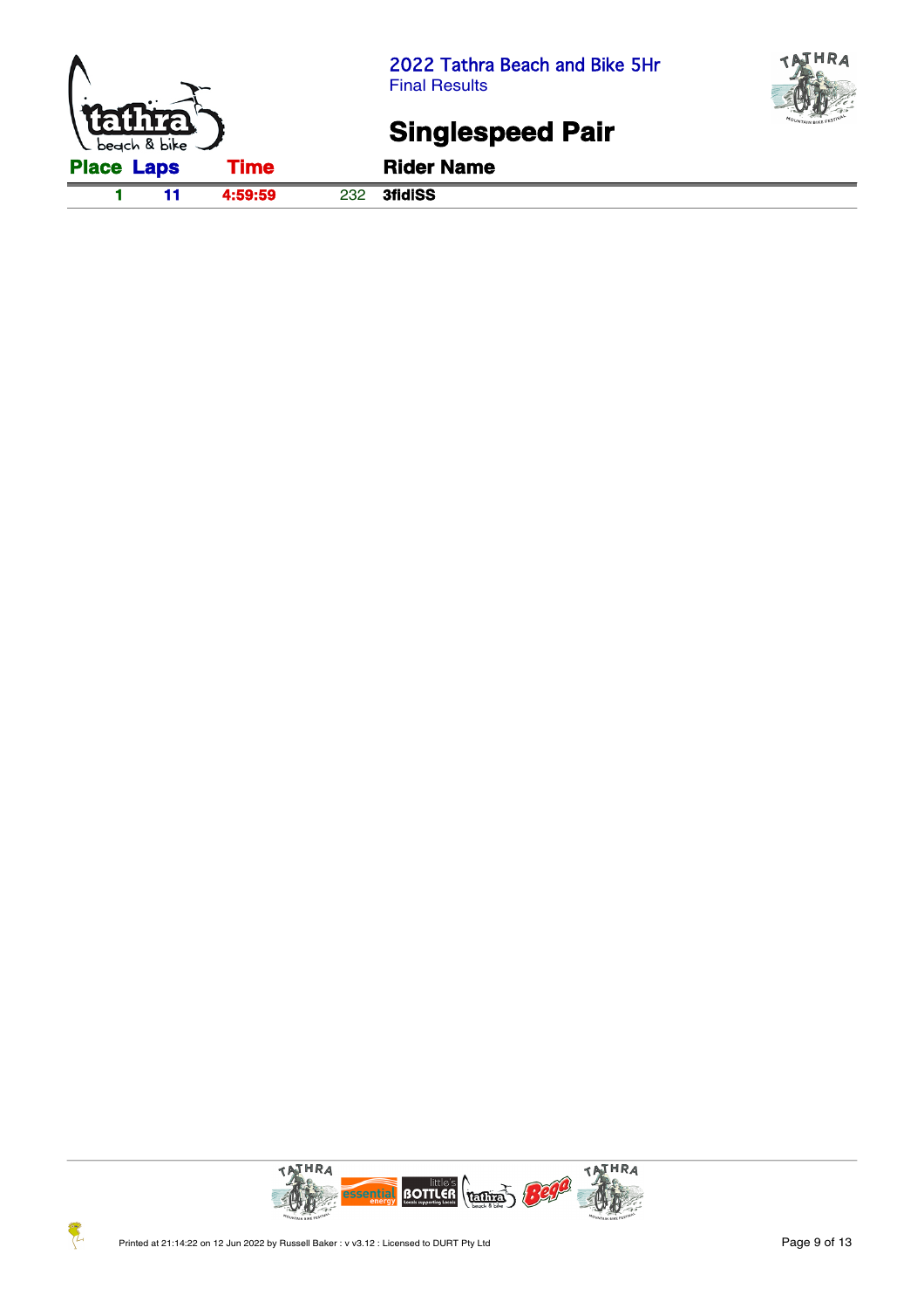## 2022 Tathra Beach and Bike 5Hr

Final Results

# Singlespeed Pair

| Place | Laps | Time | | Rider Name |
|---|---|---|---|---|
| 1 | 11 | 4:59:59 | 232 | 3fidISS |

Printed at 21:14:22 on 12 Jun 2022 by Russell Baker : v v3.12 : Licensed to DURT Pty Ltd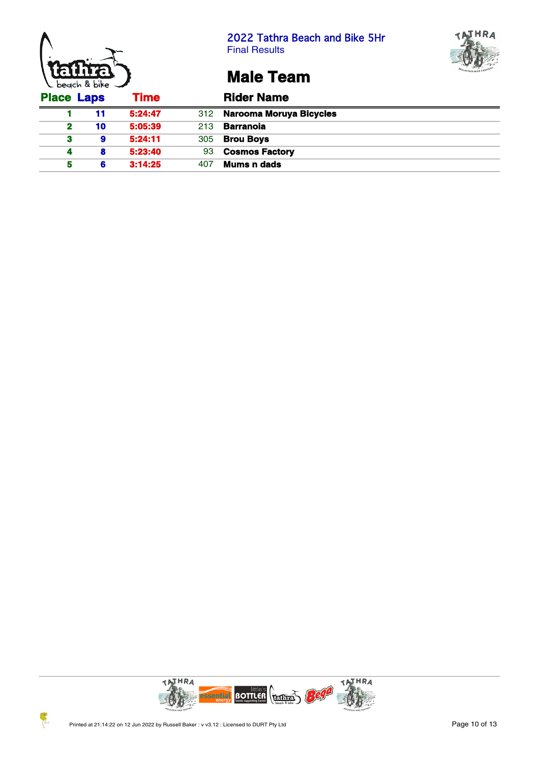# 2022 Tathra Beach and Bike 5Hr

Final Results

## Male Team

| Place | Laps | Time | | Rider Name |
|---|---|---|---|---|
| 1 | 11 | 5:24:47 | 312 | Narooma Moruya Bicycles |
| 2 | 10 | 5:05:39 | 213 | Barranoia |
| 3 | 9 | 5:24:11 | 305 | Brou Boys |
| 4 | 8 | 5:23:40 | 93 | Cosmos Factory |
| 5 | 6 | 3:14:25 | 407 | Mums n dads |

Printed at 21:14:22 on 12 Jun 2022 by Russell Baker : v v3.12 : Licensed to DURT Pty Ltd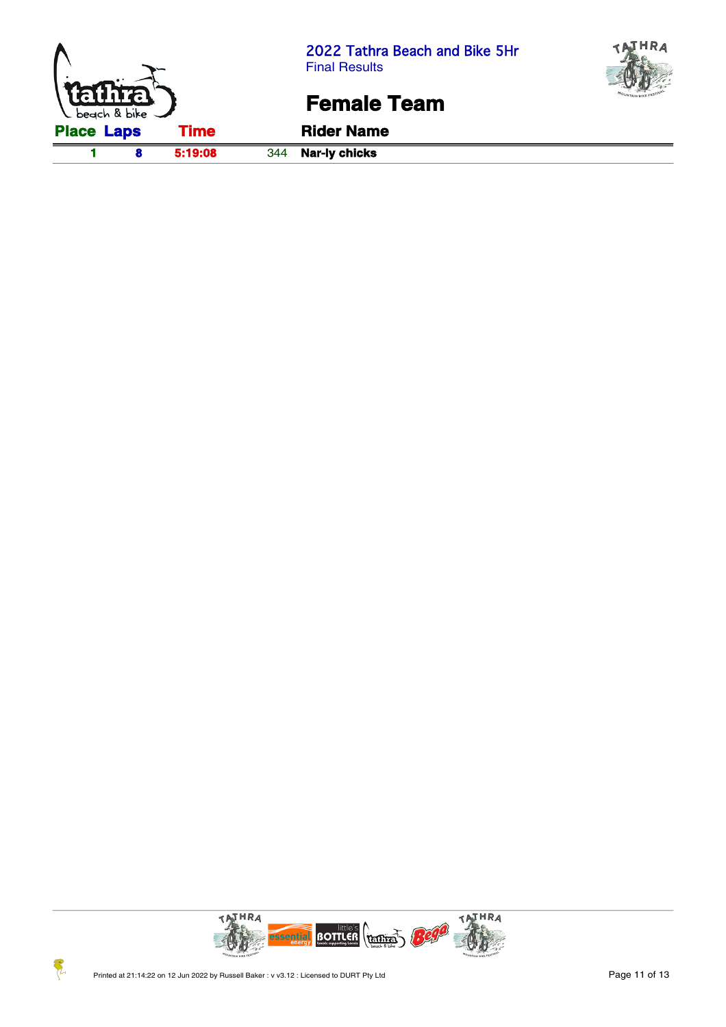## 2022 Tathra Beach and Bike 5Hr

Final Results

# Female Team

| Place | Laps | Time | | Rider Name |
|---|---|---|---|---|
| 1 | 8 | 5:19:08 | 344 | Nar-ly chicks |

Printed at 21:14:22 on 12 Jun 2022 by Russell Baker : v v3.12 : Licensed to DURT Pty Ltd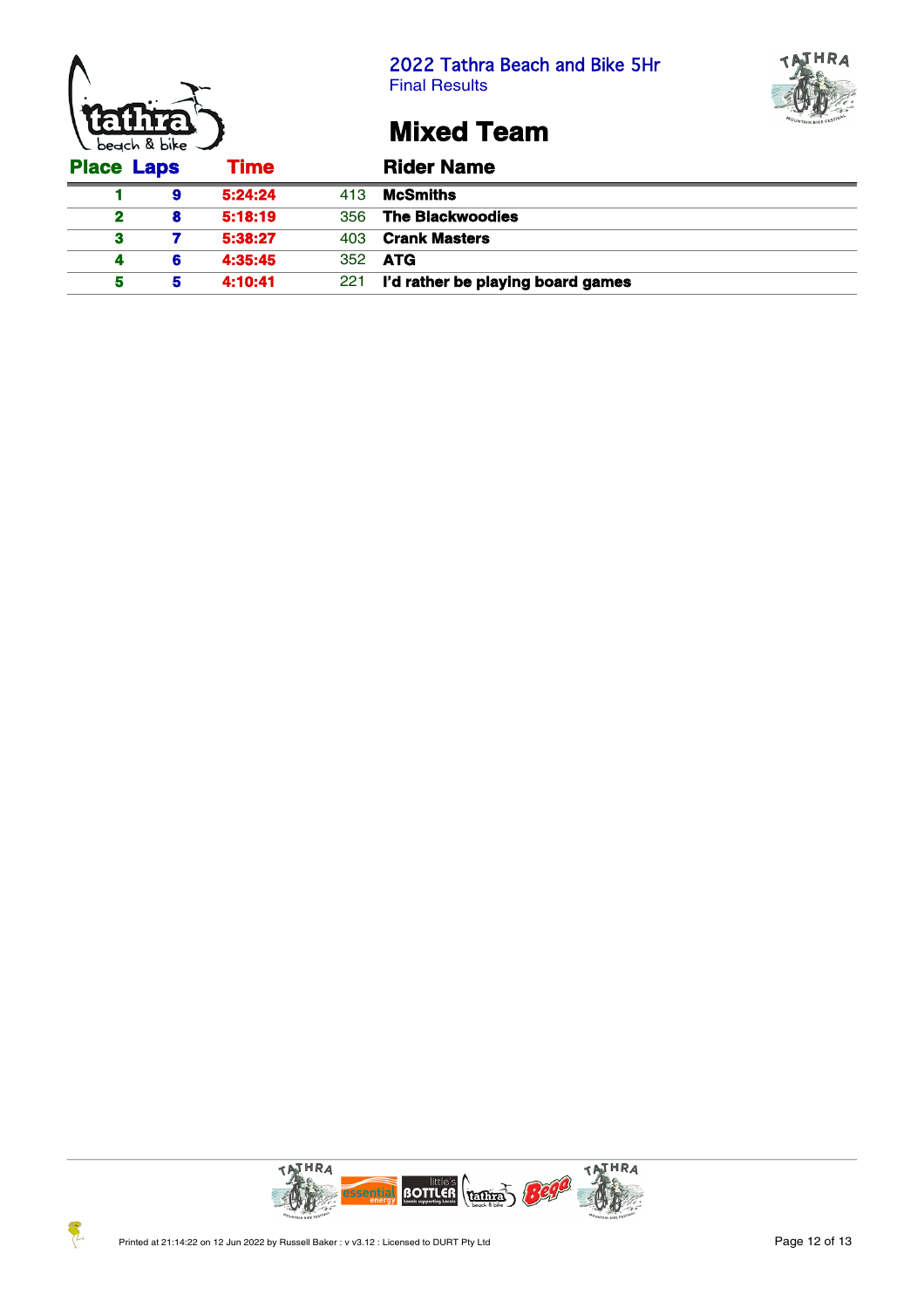2022 Tathra Beach and Bike 5Hr
Final Results

# Mixed Team

| Place | Laps | Time | | Rider Name |
|---|---|---|---|---|
| 1 | 9 | 5:24:24 | 413 | McSmiths |
| 2 | 8 | 5:18:19 | 356 | The Blackwoodies |
| 3 | 7 | 5:38:27 | 403 | Crank Masters |
| 4 | 6 | 4:35:45 | 352 | ATG |
| 5 | 5 | 4:10:41 | 221 | I'd rather be playing board games |

Printed at 21:14:22 on 12 Jun 2022 by Russell Baker : v v3.12 : Licensed to DURT Pty Ltd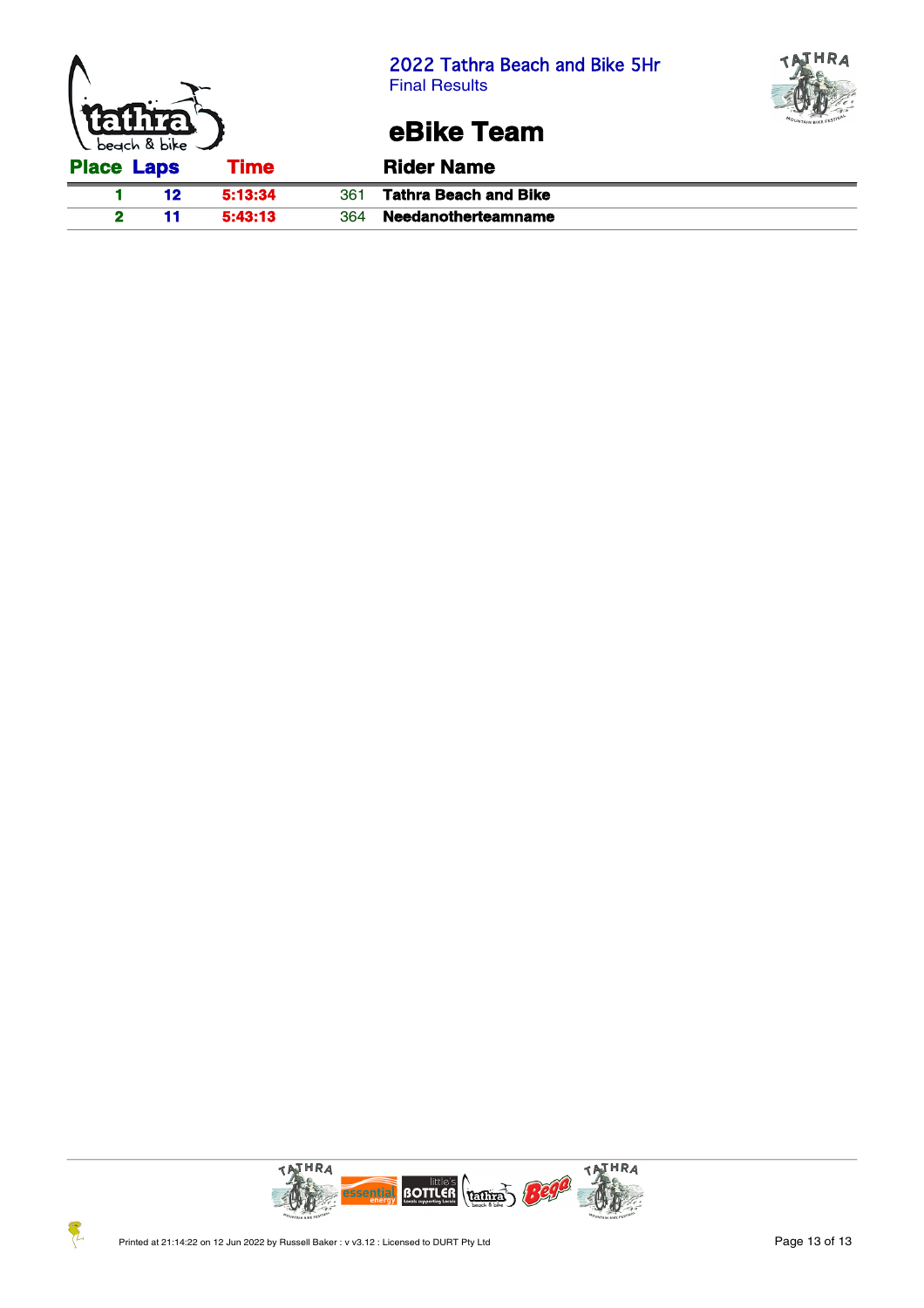# 2022 Tathra Beach and Bike 5Hr

Final Results

## eBike Team

| Place | Laps | Time | | Rider Name |
|---|---|---|---|---|
| 1 | 12 | 5:13:34 | 361 | Tathra Beach and Bike |
| 2 | 11 | 5:43:13 | 364 | Needanotherteamname |

Printed at 21:14:22 on 12 Jun 2022 by Russell Baker : v v3.12 : Licensed to DURT Pty Ltd